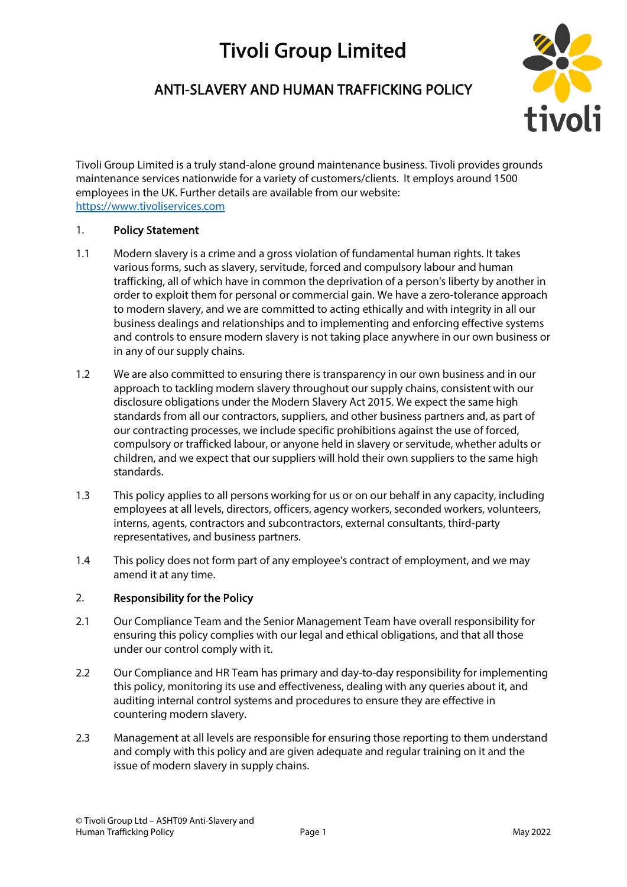# Tivoli Group Limited

## ANTI-SLAVERY AND HUMAN TRAFFICKING POLICY

Tivoli Group Limited is a truly stand-alone ground maintenance business. Tivoli provides grounds maintenance services nationwide for a variety of customers/clients. It employs around 1500 employees in the UK. Further details are available from our website: [https://www.tivoliservices.com](https://www.tivoliservices.com)

### 1. Policy Statement

1.1 Modern slavery is a crime and a gross violation of fundamental human rights. It takes various forms, such as slavery, servitude, forced and compulsory labour and human trafficking, all of which have in common the deprivation of a person's liberty by another in order to exploit them for personal or commercial gain. We have a zero-tolerance approach to modern slavery, and we are committed to acting ethically and with integrity in all our business dealings and relationships and to implementing and enforcing effective systems and controls to ensure modern slavery is not taking place anywhere in our own business or in any of our supply chains.

1.2 We are also committed to ensuring there is transparency in our own business and in our approach to tackling modern slavery throughout our supply chains, consistent with our disclosure obligations under the Modern Slavery Act 2015. We expect the same high standards from all our contractors, suppliers, and other business partners and, as part of our contracting processes, we include specific prohibitions against the use of forced, compulsory or trafficked labour, or anyone held in slavery or servitude, whether adults or children, and we expect that our suppliers will hold their own suppliers to the same high standards.

1.3 This policy applies to all persons working for us or on our behalf in any capacity, including employees at all levels, directors, officers, agency workers, seconded workers, volunteers, interns, agents, contractors and subcontractors, external consultants, third-party representatives, and business partners.

1.4 This policy does not form part of any employee's contract of employment, and we may amend it at any time.

### 2. Responsibility for the Policy

2.1 Our Compliance Team and the Senior Management Team have overall responsibility for ensuring this policy complies with our legal and ethical obligations, and that all those under our control comply with it.

2.2 Our Compliance and HR Team has primary and day-to-day responsibility for implementing this policy, monitoring its use and effectiveness, dealing with any queries about it, and auditing internal control systems and procedures to ensure they are effective in countering modern slavery.

2.3 Management at all levels are responsible for ensuring those reporting to them understand and comply with this policy and are given adequate and regular training on it and the issue of modern slavery in supply chains.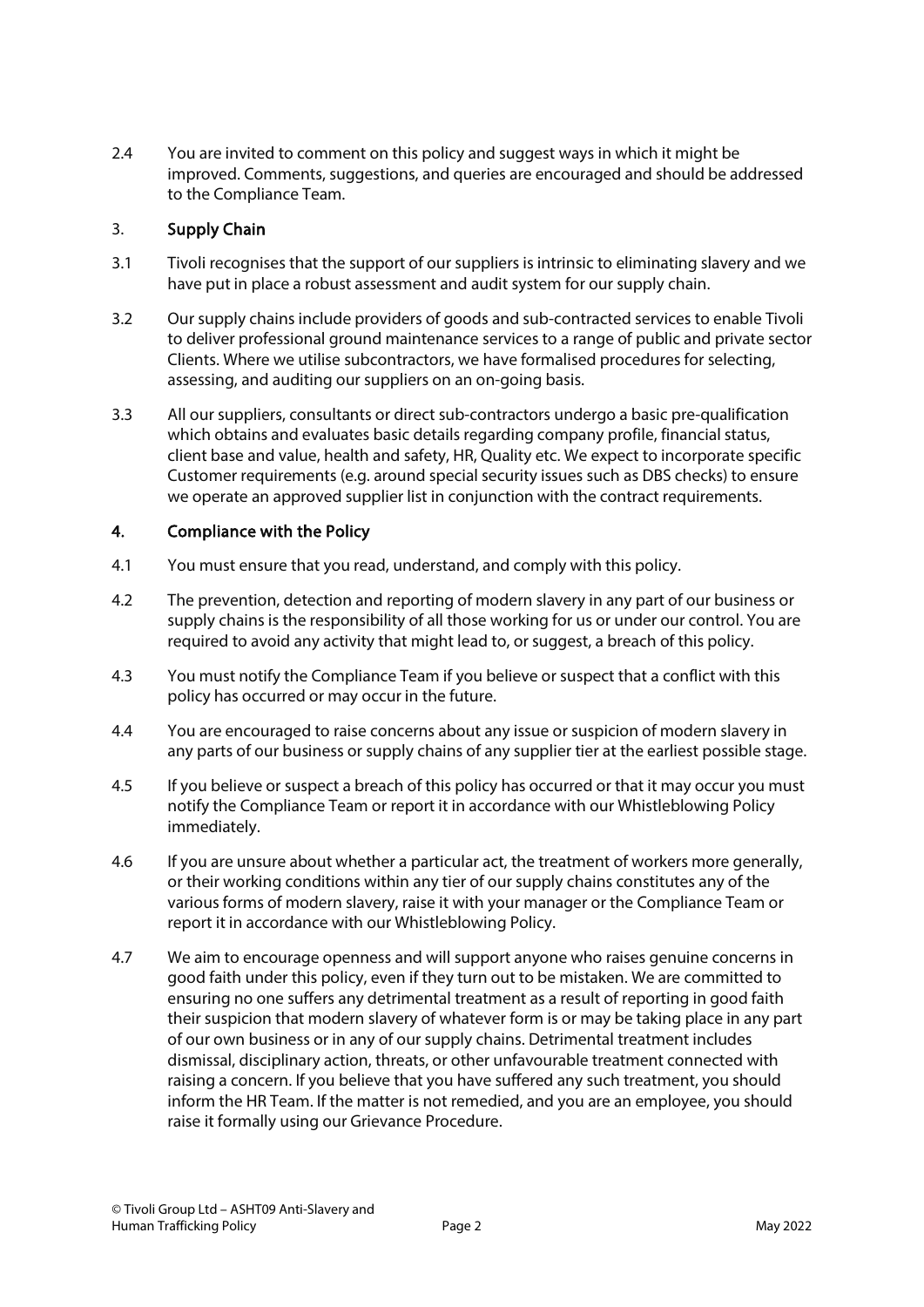2.4 You are invited to comment on this policy and suggest ways in which it might be improved. Comments, suggestions, and queries are encouraged and should be addressed to the Compliance Team.

## 3. Supply Chain

3.1 Tivoli recognises that the support of our suppliers is intrinsic to eliminating slavery and we have put in place a robust assessment and audit system for our supply chain.

3.2 Our supply chains include providers of goods and sub-contracted services to enable Tivoli to deliver professional ground maintenance services to a range of public and private sector Clients. Where we utilise subcontractors, we have formalised procedures for selecting, assessing, and auditing our suppliers on an on-going basis.

3.3 All our suppliers, consultants or direct sub-contractors undergo a basic pre-qualification which obtains and evaluates basic details regarding company profile, financial status, client base and value, health and safety, HR, Quality etc. We expect to incorporate specific Customer requirements (e.g. around special security issues such as DBS checks) to ensure we operate an approved supplier list in conjunction with the contract requirements.

## 4. Compliance with the Policy

4.1 You must ensure that you read, understand, and comply with this policy.

4.2 The prevention, detection and reporting of modern slavery in any part of our business or supply chains is the responsibility of all those working for us or under our control. You are required to avoid any activity that might lead to, or suggest, a breach of this policy.

4.3 You must notify the Compliance Team if you believe or suspect that a conflict with this policy has occurred or may occur in the future.

4.4 You are encouraged to raise concerns about any issue or suspicion of modern slavery in any parts of our business or supply chains of any supplier tier at the earliest possible stage.

4.5 If you believe or suspect a breach of this policy has occurred or that it may occur you must notify the Compliance Team or report it in accordance with our Whistleblowing Policy immediately.

4.6 If you are unsure about whether a particular act, the treatment of workers more generally, or their working conditions within any tier of our supply chains constitutes any of the various forms of modern slavery, raise it with your manager or the Compliance Team or report it in accordance with our Whistleblowing Policy.

4.7 We aim to encourage openness and will support anyone who raises genuine concerns in good faith under this policy, even if they turn out to be mistaken. We are committed to ensuring no one suffers any detrimental treatment as a result of reporting in good faith their suspicion that modern slavery of whatever form is or may be taking place in any part of our own business or in any of our supply chains. Detrimental treatment includes dismissal, disciplinary action, threats, or other unfavourable treatment connected with raising a concern. If you believe that you have suffered any such treatment, you should inform the HR Team. If the matter is not remedied, and you are an employee, you should raise it formally using our Grievance Procedure.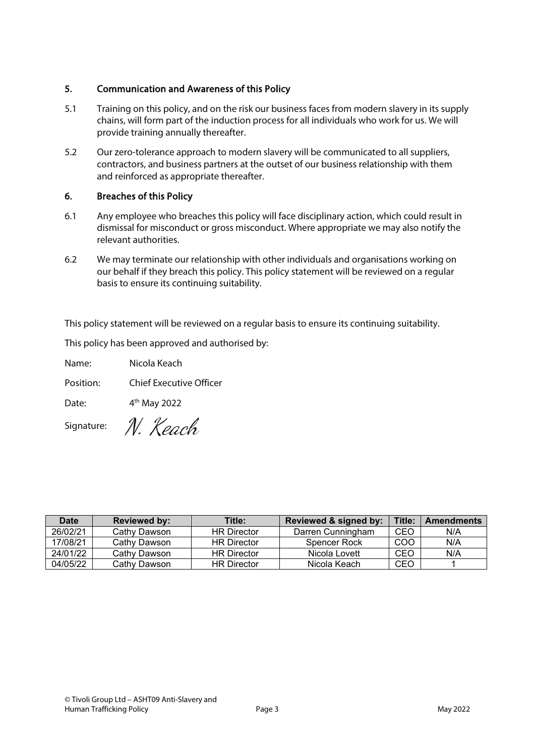## 5. Communication and Awareness of this Policy

5.1 Training on this policy, and on the risk our business faces from modern slavery in its supply chains, will form part of the induction process for all individuals who work for us. We will provide training annually thereafter.

5.2 Our zero-tolerance approach to modern slavery will be communicated to all suppliers, contractors, and business partners at the outset of our business relationship with them and reinforced as appropriate thereafter.

## 6. Breaches of this Policy

6.1 Any employee who breaches this policy will face disciplinary action, which could result in dismissal for misconduct or gross misconduct. Where appropriate we may also notify the relevant authorities.

6.2 We may terminate our relationship with other individuals and organisations working on our behalf if they breach this policy. This policy statement will be reviewed on a regular basis to ensure its continuing suitability.

This policy statement will be reviewed on a regular basis to ensure its continuing suitability.

This policy has been approved and authorised by:

Name: Nicola Keach

Position: Chief Executive Officer

Date: 4th May 2022

Signature: *N. Keach*

| Date | Reviewed by: | Title: | Reviewed & signed by: | Title: | Amendments |
|---|---|---|---|---|---|
| 26/02/21 | Cathy Dawson | HR Director | Darren Cunningham | CEO | N/A |
| 17/08/21 | Cathy Dawson | HR Director | Spencer Rock | COO | N/A |
| 24/01/22 | Cathy Dawson | HR Director | Nicola Lovett | CEO | N/A |
| 04/05/22 | Cathy Dawson | HR Director | Nicola Keach | CEO | 1 |